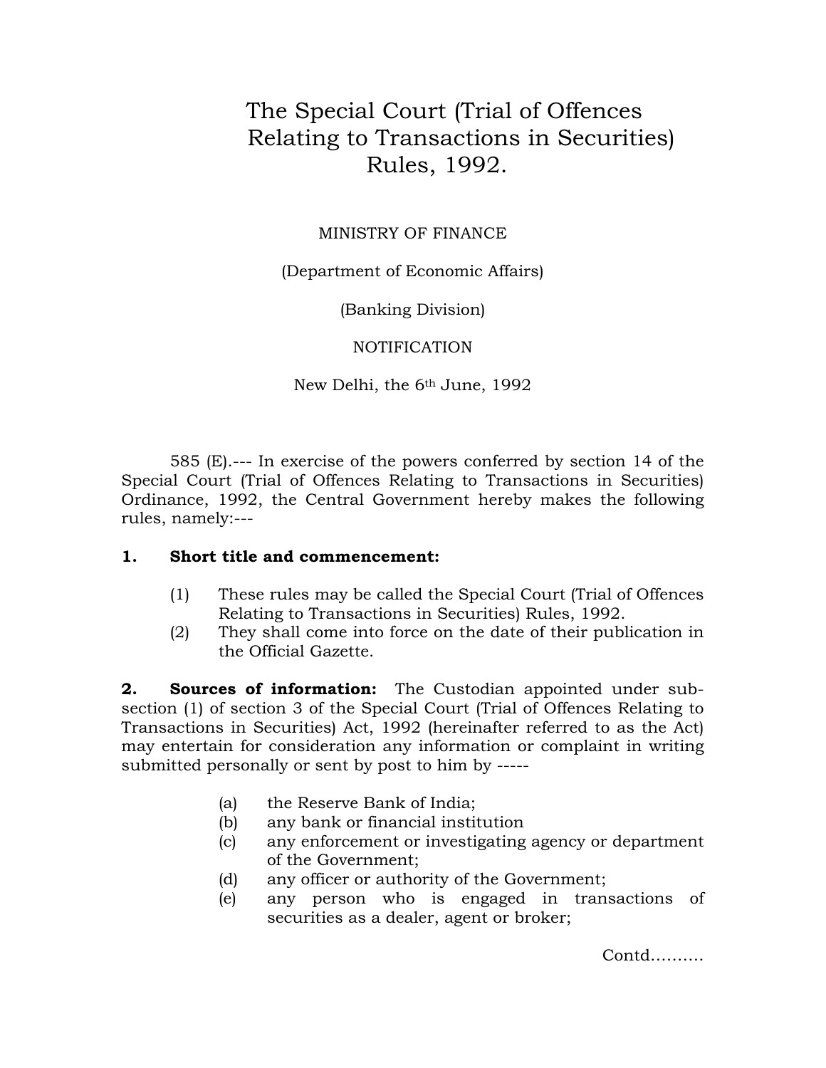# The Special Court (Trial of Offences Relating to Transactions in Securities) Rules, 1992.

MINISTRY OF FINANCE

(Department of Economic Affairs)

(Banking Division)

NOTIFICATION

New Delhi, the 6th June, 1992

585 (E).--- In exercise of the powers conferred by section 14 of the Special Court (Trial of Offences Relating to Transactions in Securities) Ordinance, 1992, the Central Government hereby makes the following rules, namely:---

**1. Short title and commencement:**

(1) These rules may be called the Special Court (Trial of Offences Relating to Transactions in Securities) Rules, 1992.

(2) They shall come into force on the date of their publication in the Official Gazette.

**2. Sources of information:** The Custodian appointed under sub-section (1) of section 3 of the Special Court (Trial of Offences Relating to Transactions in Securities) Act, 1992 (hereinafter referred to as the Act) may entertain for consideration any information or complaint in writing submitted personally or sent by post to him by -----

(a) the Reserve Bank of India;

(b) any bank or financial institution

(c) any enforcement or investigating agency or department of the Government;

(d) any officer or authority of the Government;

(e) any person who is engaged in transactions of securities as a dealer, agent or broker;

Contd..........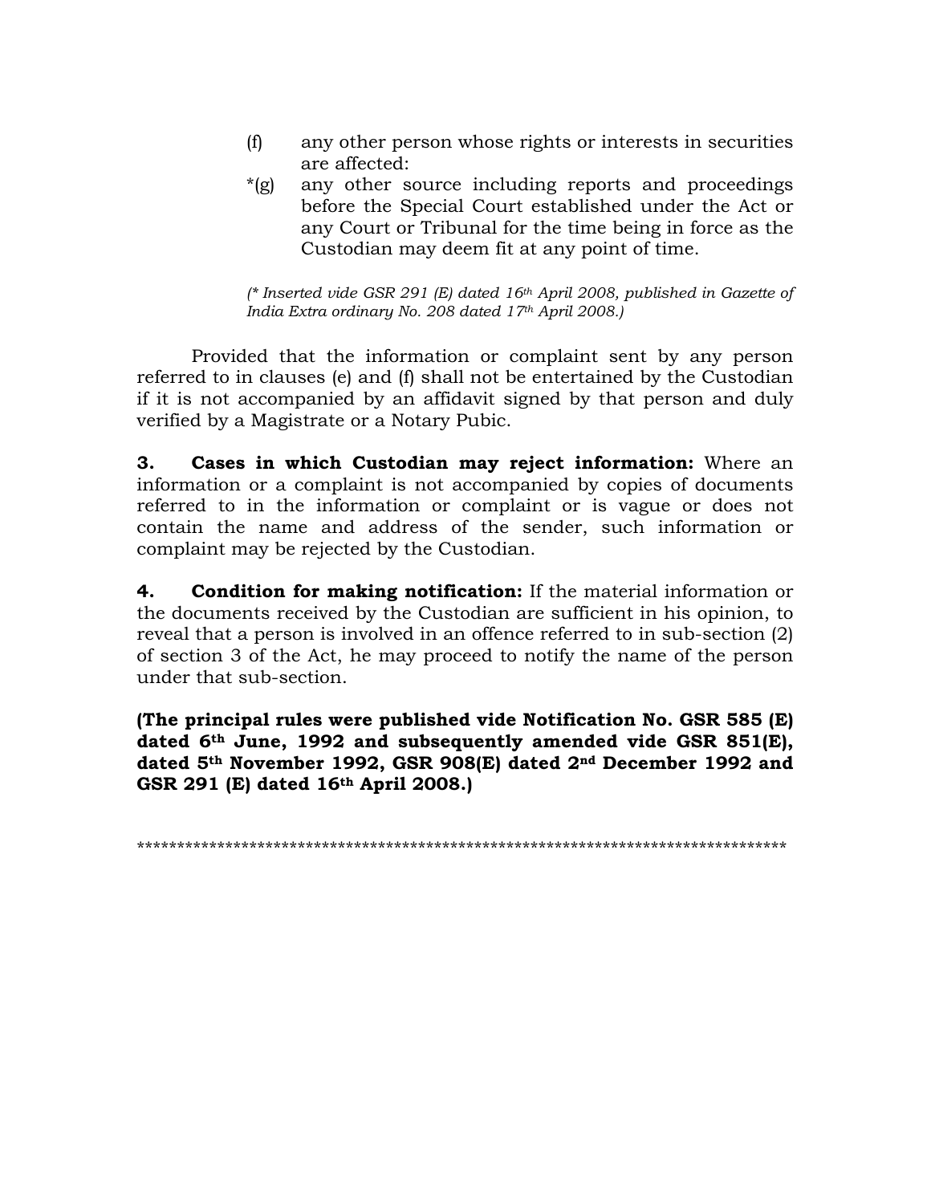(f) any other person whose rights or interests in securities are affected:

*(g) any other source including reports and proceedings before the Special Court established under the Act or any Court or Tribunal for the time being in force as the Custodian may deem fit at any point of time.

*(* Inserted vide GSR 291 (E) dated 16th April 2008, published in Gazette of India Extra ordinary No. 208 dated 17th April 2008.)*

Provided that the information or complaint sent by any person referred to in clauses (e) and (f) shall not be entertained by the Custodian if it is not accompanied by an affidavit signed by that person and duly verified by a Magistrate or a Notary Pubic.

**3. Cases in which Custodian may reject information:** Where an information or a complaint is not accompanied by copies of documents referred to in the information or complaint or is vague or does not contain the name and address of the sender, such information or complaint may be rejected by the Custodian.

**4. Condition for making notification:** If the material information or the documents received by the Custodian are sufficient in his opinion, to reveal that a person is involved in an offence referred to in sub-section (2) of section 3 of the Act, he may proceed to notify the name of the person under that sub-section.

**(The principal rules were published vide Notification No. GSR 585 (E) dated 6th June, 1992 and subsequently amended vide GSR 851(E), dated 5th November 1992, GSR 908(E) dated 2nd December 1992 and GSR 291 (E) dated 16th April 2008.)**

*********************************************************************************